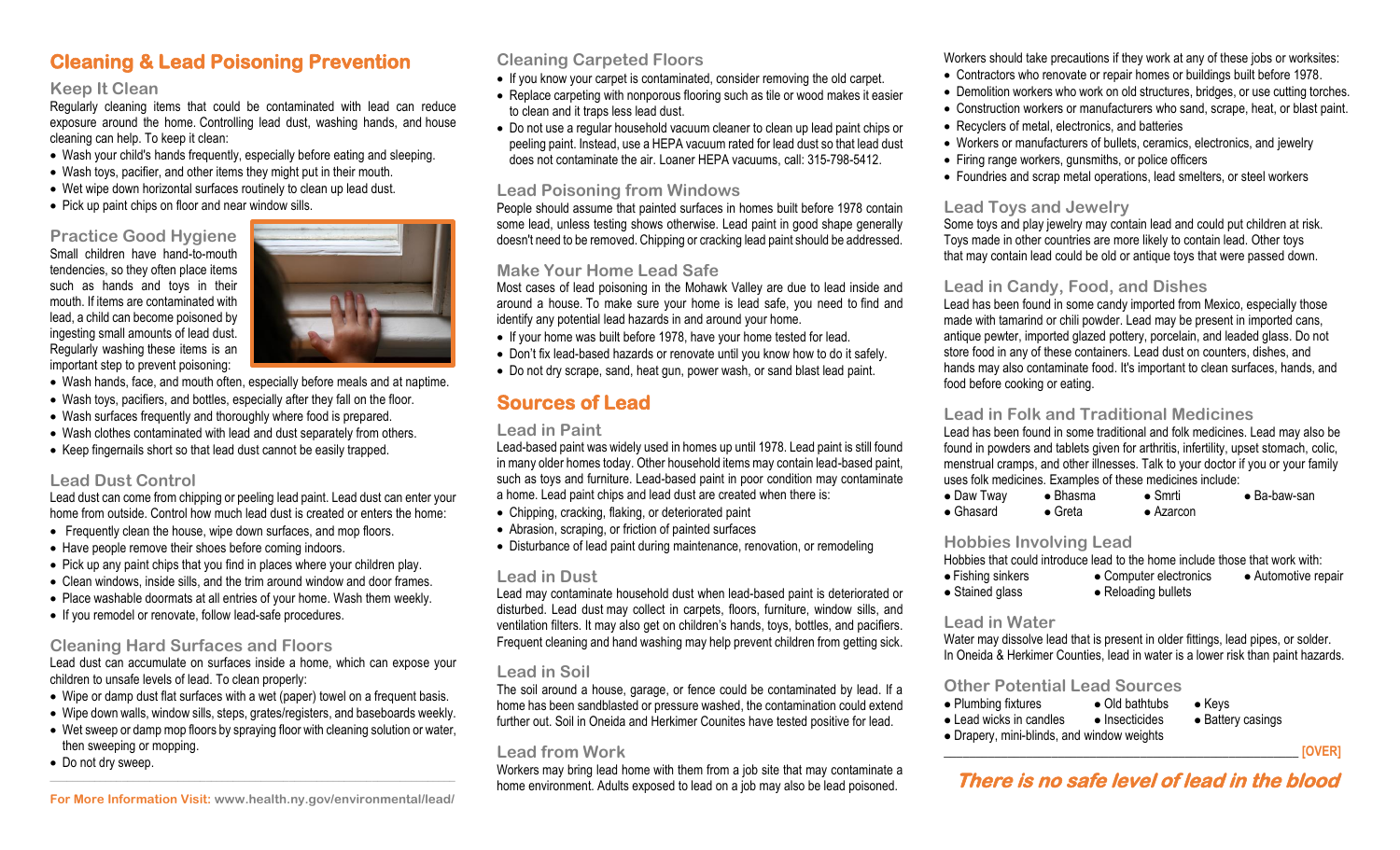# Cleaning & Lead Poisoning Prevention

## Keep It Clean

Regularly cleaning items that could be contaminated with lead can reduce exposure around the home. Controlling lead dust, washing hands, and house cleaning can help. To keep it clean:

- Wash your child's hands frequently, especially before eating and sleeping.
- Wash toys, pacifier, and other items they might put in their mouth.
- Wet wipe down horizontal surfaces routinely to clean up lead dust.
- Pick up paint chips on floor and near window sills.

## Practice Good Hygiene

Small children have hand-to-mouth tendencies, so they often place items such as hands and toys in their mouth. If items are contaminated with lead, a child can become poisoned by ingesting small amounts of lead dust. Regularly washing these items is an important step to prevent poisoning:

- Wash hands, face, and mouth often, especially before meals and at naptime.
- Wash toys, pacifiers, and bottles, especially after they fall on the floor.
- Wash surfaces frequently and thoroughly where food is prepared.
- Wash clothes contaminated with lead and dust separately from others.
- Keep fingernails short so that lead dust cannot be easily trapped.

## Lead Dust Control

Lead dust can come from chipping or peeling lead paint. Lead dust can enter your home from outside. Control how much lead dust is created or enters the home:

- Frequently clean the house, wipe down surfaces, and mop floors.
- Have people remove their shoes before coming indoors.
- Pick up any paint chips that you find in places where your children play.
- Clean windows, inside sills, and the trim around window and door frames.
- Place washable doormats at all entries of your home. Wash them weekly.
- If you remodel or renovate, follow lead-safe procedures.

## Cleaning Hard Surfaces and Floors

Lead dust can accumulate on surfaces inside a home, which can expose your children to unsafe levels of lead. To clean properly:

- Wipe or damp dust flat surfaces with a wet (paper) towel on a frequent basis.
- Wipe down walls, window sills, steps, grates/registers, and baseboards weekly.
- Wet sweep or damp mop floors by spraying floor with cleaning solution or water, then sweeping or mopping.
- Do not dry sweep.

**For More Information Visit:** www.health.ny.gov/environmental/lead/

## Cleaning Carpeted Floors

- If you know your carpet is contaminated, consider removing the old carpet.
- Replace carpeting with nonporous flooring such as tile or wood makes it easier to clean and it traps less lead dust.
- Do not use a regular household vacuum cleaner to clean up lead paint chips or peeling paint. Instead, use a HEPA vacuum rated for lead dust so that lead dust does not contaminate the air. Loaner HEPA vacuums, call: 315-798-5412.

## Lead Poisoning from Windows

People should assume that painted surfaces in homes built before 1978 contain some lead, unless testing shows otherwise. Lead paint in good shape generally doesn't need to be removed. Chipping or cracking lead paint should be addressed.

## Make Your Home Lead Safe

Most cases of lead poisoning in the Mohawk Valley are due to lead inside and around a house. To make sure your home is lead safe, you need to find and identify any potential lead hazards in and around your home.

- If your home was built before 1978, have your home tested for lead.
- Don't fix lead-based hazards or renovate until you know how to do it safely.
- Do not dry scrape, sand, heat gun, power wash, or sand blast lead paint.

# Sources of Lead

## Lead in Paint

Lead-based paint was widely used in homes up until 1978. Lead paint is still found in many older homes today. Other household items may contain lead-based paint, such as toys and furniture. Lead-based paint in poor condition may contaminate a home. Lead paint chips and lead dust are created when there is:

- Chipping, cracking, flaking, or deteriorated paint
- Abrasion, scraping, or friction of painted surfaces
- Disturbance of lead paint during maintenance, renovation, or remodeling

## Lead in Dust

Lead may contaminate household dust when lead-based paint is deteriorated or disturbed. Lead dust may collect in carpets, floors, furniture, window sills, and ventilation filters. It may also get on children's hands, toys, bottles, and pacifiers. Frequent cleaning and hand washing may help prevent children from getting sick.

## Lead in Soil

The soil around a house, garage, or fence could be contaminated by lead. If a home has been sandblasted or pressure washed, the contamination could extend further out. Soil in Oneida and Herkimer Counites have tested positive for lead.

## Lead from Work

Workers may bring lead home with them from a job site that may contaminate a home environment. Adults exposed to lead on a job may also be lead poisoned.

Workers should take precautions if they work at any of these jobs or worksites:

- Contractors who renovate or repair homes or buildings built before 1978.
- Demolition workers who work on old structures, bridges, or use cutting torches.
- Construction workers or manufacturers who sand, scrape, heat, or blast paint.
- Recyclers of metal, electronics, and batteries
- Workers or manufacturers of bullets, ceramics, electronics, and jewelry
- Firing range workers, gunsmiths, or police officers
- Foundries and scrap metal operations, lead smelters, or steel workers

## Lead Toys and Jewelry

Some toys and play jewelry may contain lead and could put children at risk. Toys made in other countries are more likely to contain lead. Other toys that may contain lead could be old or antique toys that were passed down.

## Lead in Candy, Food, and Dishes

Lead has been found in some candy imported from Mexico, especially those made with tamarind or chili powder. Lead may be present in imported cans, antique pewter, imported glazed pottery, porcelain, and leaded glass. Do not store food in any of these containers. Lead dust on counters, dishes, and hands may also contaminate food. It's important to clean surfaces, hands, and food before cooking or eating.

## Lead in Folk and Traditional Medicines

Lead has been found in some traditional and folk medicines. Lead may also be found in powders and tablets given for arthritis, infertility, upset stomach, colic, menstrual cramps, and other illnesses. Talk to your doctor if you or your family uses folk medicines. Examples of these medicines include:

- Daw Tway
- Bhasma
- Smrti
- Ba-baw-san
- Ghasard
- Greta
- Azarcon

## Hobbies Involving Lead

Hobbies that could introduce lead to the home include those that work with:

- Fishing sinkers
- Computer electronics
- Automotive repair
- Stained glass
- Reloading bullets

## Lead in Water

Water may dissolve lead that is present in older fittings, lead pipes, or solder. In Oneida & Herkimer Counties, lead in water is a lower risk than paint hazards.

## Other Potential Lead Sources

- Plumbing fixtures
- Old bathtubs
- Keys
- Lead wicks in candles
- Insecticides
- Battery casings
- Drapery, mini-blinds, and window weights

**[OVER]**

***There is no safe level of lead in the blood***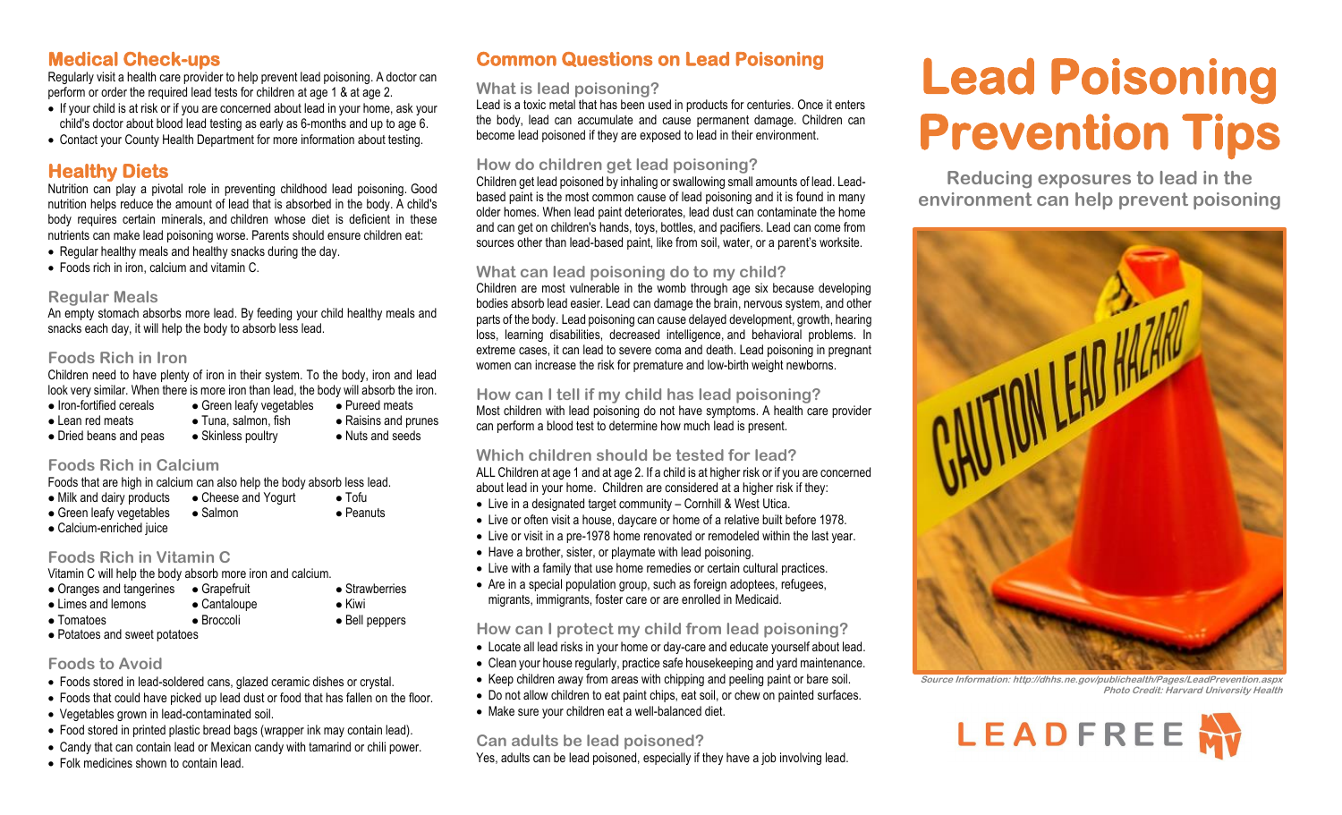## Medical Check-ups

Regularly visit a health care provider to help prevent lead poisoning. A doctor can perform or order the required lead tests for children at age 1 & at age 2.

- If your child is at risk or if you are concerned about lead in your home, ask your child's doctor about blood lead testing as early as 6-months and up to age 6.
- Contact your County Health Department for more information about testing.

## Healthy Diets

Nutrition can play a pivotal role in preventing childhood lead poisoning. Good nutrition helps reduce the amount of lead that is absorbed in the body. A child's body requires certain minerals, and children whose diet is deficient in these nutrients can make lead poisoning worse. Parents should ensure children eat:

- Regular healthy meals and healthy snacks during the day.
- Foods rich in iron, calcium and vitamin C.

### Regular Meals

An empty stomach absorbs more lead. By feeding your child healthy meals and snacks each day, it will help the body to absorb less lead.

### Foods Rich in Iron

Children need to have plenty of iron in their system. To the body, iron and lead look very similar. When there is more iron than lead, the body will absorb the iron.

- Iron-fortified cereals
- Lean red meats
- Dried beans and peas
- Green leafy vegetables
- Tuna, salmon, fish
- Skinless poultry
- Pureed meats
- Raisins and prunes
- Nuts and seeds

### Foods Rich in Calcium

Foods that are high in calcium can also help the body absorb less lead.

- Milk and dairy products
- Green leafy vegetables
- Calcium-enriched juice
- Cheese and Yogurt
- Salmon
- Tofu
- Peanuts

### Foods Rich in Vitamin C

Vitamin C will help the body absorb more iron and calcium.

- Oranges and tangerines
- Limes and lemons
- Tomatoes
- Potatoes and sweet potatoes
- Grapefruit
- Cantaloupe
- Broccoli
- Strawberries
- Kiwi
- Bell peppers

### Foods to Avoid

- Foods stored in lead-soldered cans, glazed ceramic dishes or crystal.
- Foods that could have picked up lead dust or food that has fallen on the floor.
- Vegetables grown in lead-contaminated soil.
- Food stored in printed plastic bread bags (wrapper ink may contain lead).
- Candy that can contain lead or Mexican candy with tamarind or chili power.
- Folk medicines shown to contain lead.

## Common Questions on Lead Poisoning

### What is lead poisoning?

Lead is a toxic metal that has been used in products for centuries. Once it enters the body, lead can accumulate and cause permanent damage. Children can become lead poisoned if they are exposed to lead in their environment.

### How do children get lead poisoning?

Children get lead poisoned by inhaling or swallowing small amounts of lead. Lead-based paint is the most common cause of lead poisoning and it is found in many older homes. When lead paint deteriorates, lead dust can contaminate the home and can get on children's hands, toys, bottles, and pacifiers. Lead can come from sources other than lead-based paint, like from soil, water, or a parent's worksite.

### What can lead poisoning do to my child?

Children are most vulnerable in the womb through age six because developing bodies absorb lead easier. Lead can damage the brain, nervous system, and other parts of the body. Lead poisoning can cause delayed development, growth, hearing loss, learning disabilities, decreased intelligence, and behavioral problems. In extreme cases, it can lead to severe coma and death. Lead poisoning in pregnant women can increase the risk for premature and low-birth weight newborns.

### How can I tell if my child has lead poisoning?

Most children with lead poisoning do not have symptoms. A health care provider can perform a blood test to determine how much lead is present.

### Which children should be tested for lead?

ALL Children at age 1 and at age 2. If a child is at higher risk or if you are concerned about lead in your home. Children are considered at a higher risk if they:

- Live in a designated target community – Cornhill & West Utica.
- Live or often visit a house, daycare or home of a relative built before 1978.
- Live or visit in a pre-1978 home renovated or remodeled within the last year.
- Have a brother, sister, or playmate with lead poisoning.
- Live with a family that use home remedies or certain cultural practices.
- Are in a special population group, such as foreign adoptees, refugees, migrants, immigrants, foster care or are enrolled in Medicaid.

### How can I protect my child from lead poisoning?

- Locate all lead risks in your home or day-care and educate yourself about lead.
- Clean your house regularly, practice safe housekeeping and yard maintenance.
- Keep children away from areas with chipping and peeling paint or bare soil.
- Do not allow children to eat paint chips, eat soil, or chew on painted surfaces.
- Make sure your children eat a well-balanced diet.

### Can adults be lead poisoned?

Yes, adults can be lead poisoned, especially if they have a job involving lead.

# Lead Poisoning Prevention Tips

**Reducing exposures to lead in the environment can help prevent poisoning**

Source Information: http://dhhs.ne.gov/publichealth/Pages/LeadPrevention.aspx
Photo Credit: Harvard University Health

LEADFREE MV